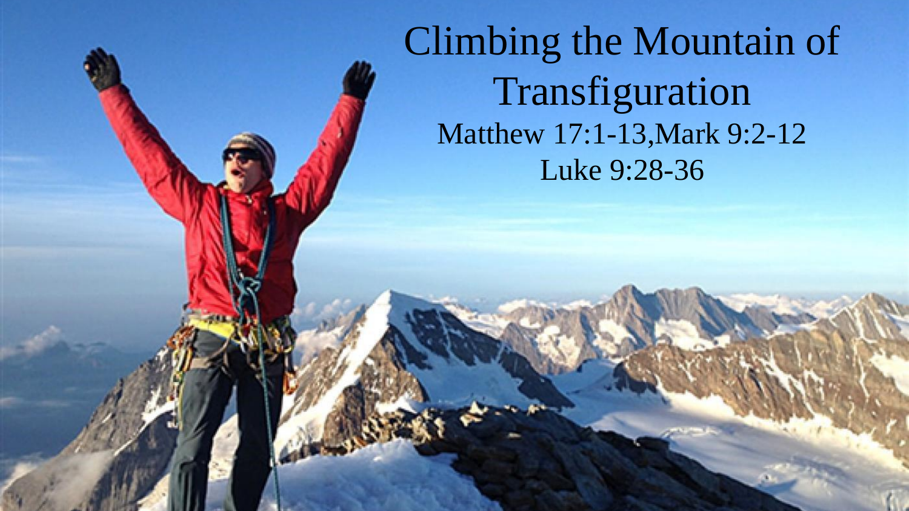# Climbing the Mountain of Transfiguration

Matthew 17:1-13,Mark 9:2-12

Luke 9:28-36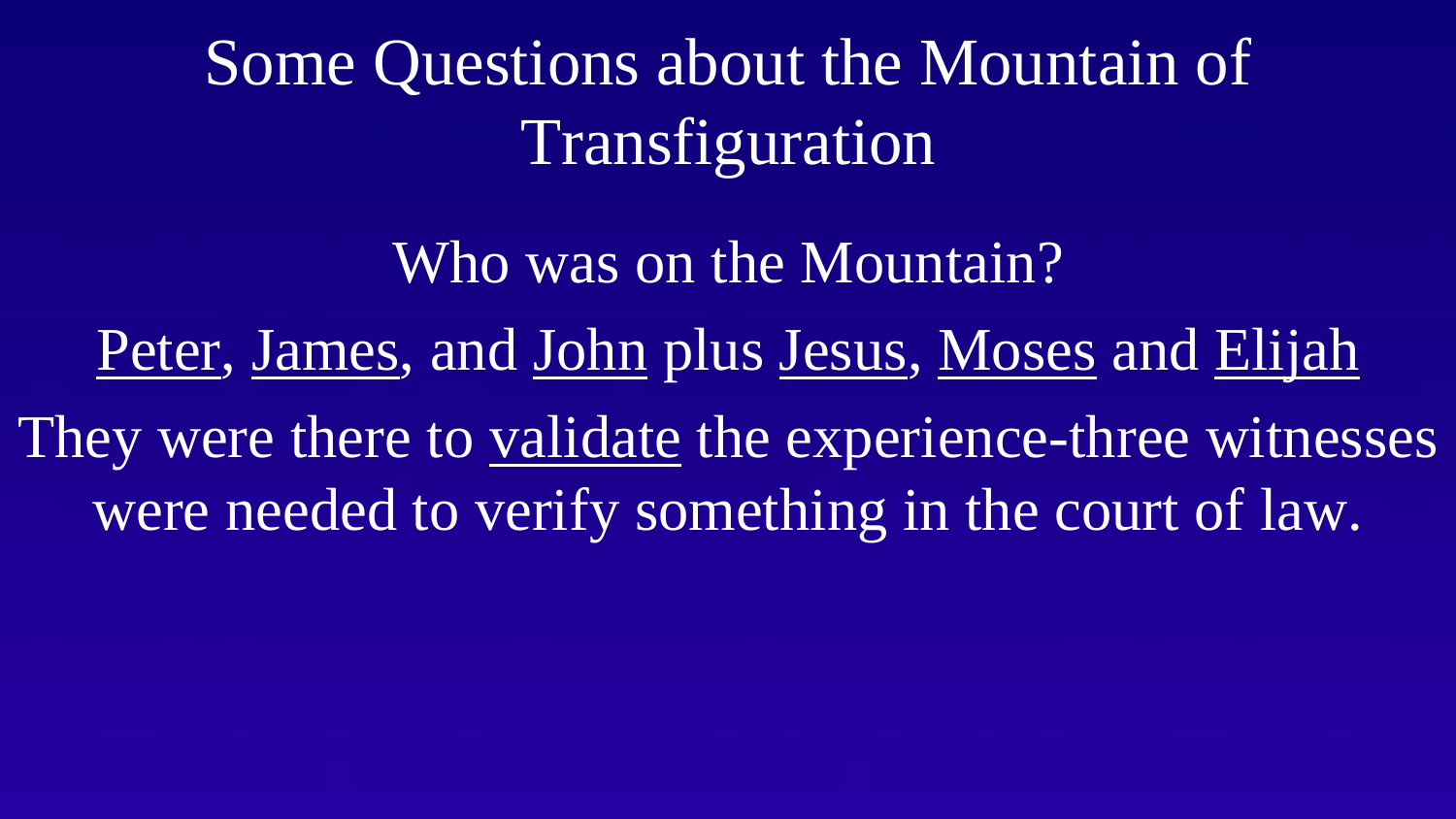# Some Questions about the Mountain of Transfiguration

Who was on the Mountain?

<u>Peter</u>, <u>James</u>, and <u>John</u> plus <u>Jesus</u>, <u>Moses</u> and <u>Elijah</u>

They were there to <u>validate</u> the experience-three witnesses were needed to verify something in the court of law.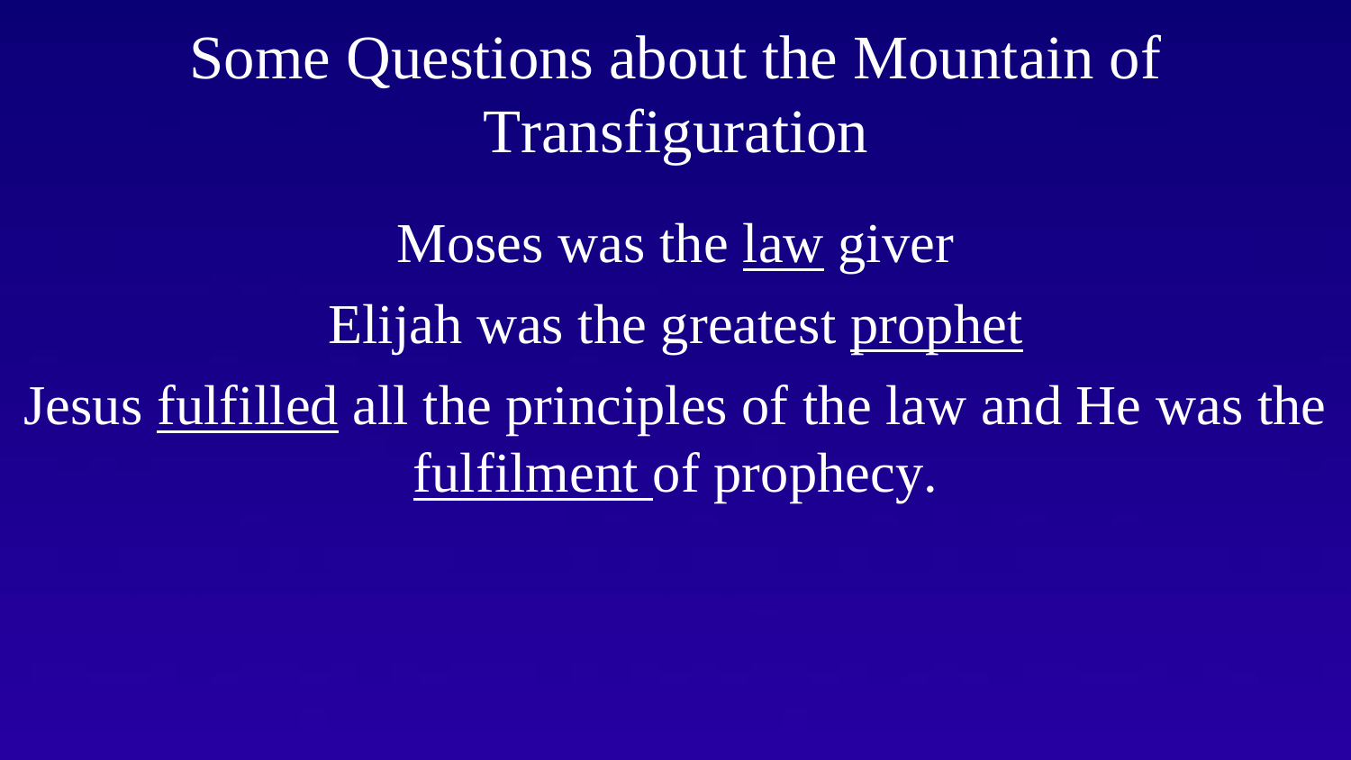# Some Questions about the Mountain of Transfiguration

Moses was the <u>law</u> giver

Elijah was the greatest <u>prophet</u>

Jesus <u>fulfilled</u> all the principles of the law and He was the <u>fulfilment</u> of prophecy.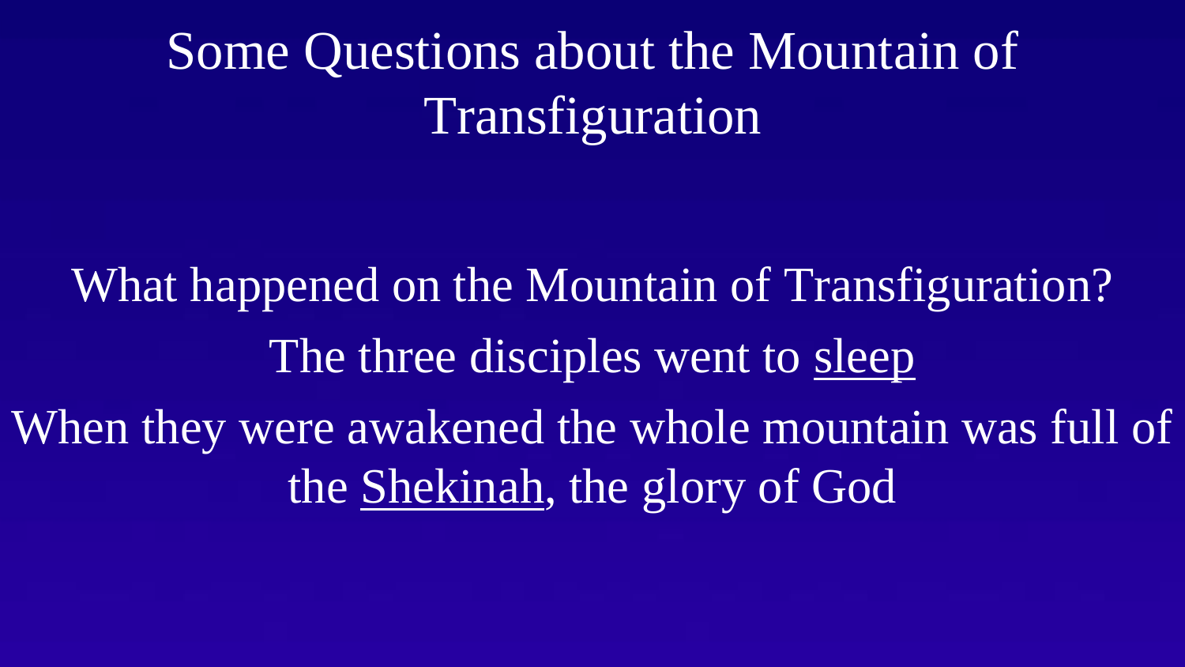# Some Questions about the Mountain of Transfiguration

What happened on the Mountain of Transfiguration?

The three disciples went to <u>sleep</u>

When they were awakened the whole mountain was full of the <u>Shekinah</u>, the glory of God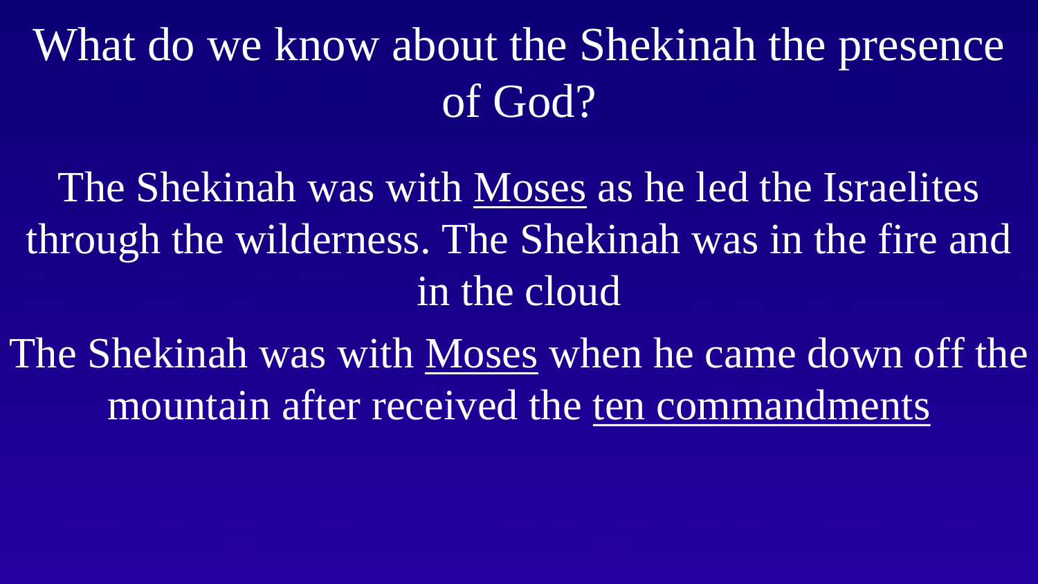# What do we know about the Shekinah the presence of God?

The Shekinah was with Moses as he led the Israelites through the wilderness. The Shekinah was in the fire and in the cloud

The Shekinah was with Moses when he came down off the mountain after received the ten commandments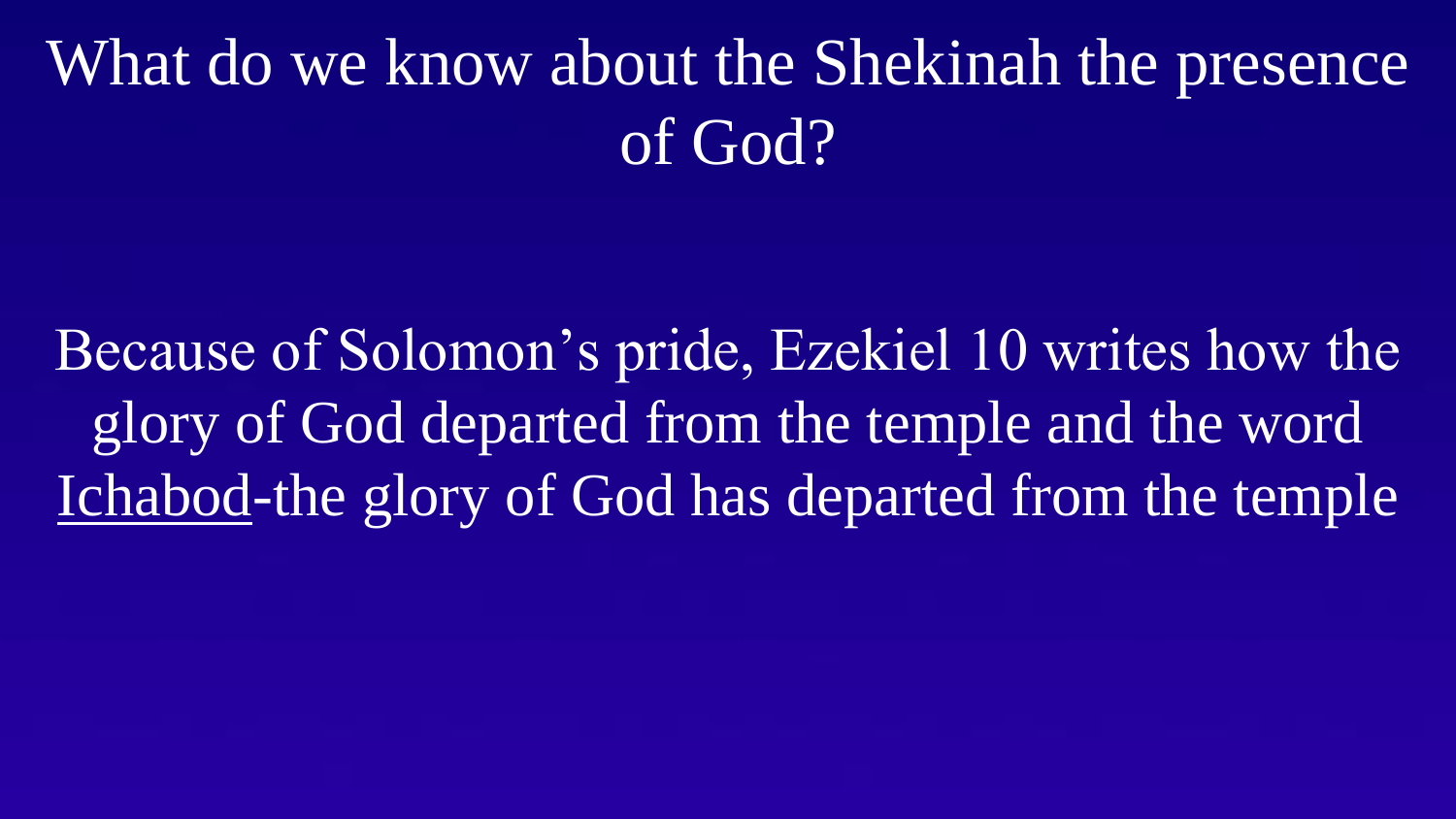# What do we know about the Shekinah the presence of God?

Because of Solomon's pride, Ezekiel 10 writes how the glory of God departed from the temple and the word <u>Ichabod</u>-the glory of God has departed from the temple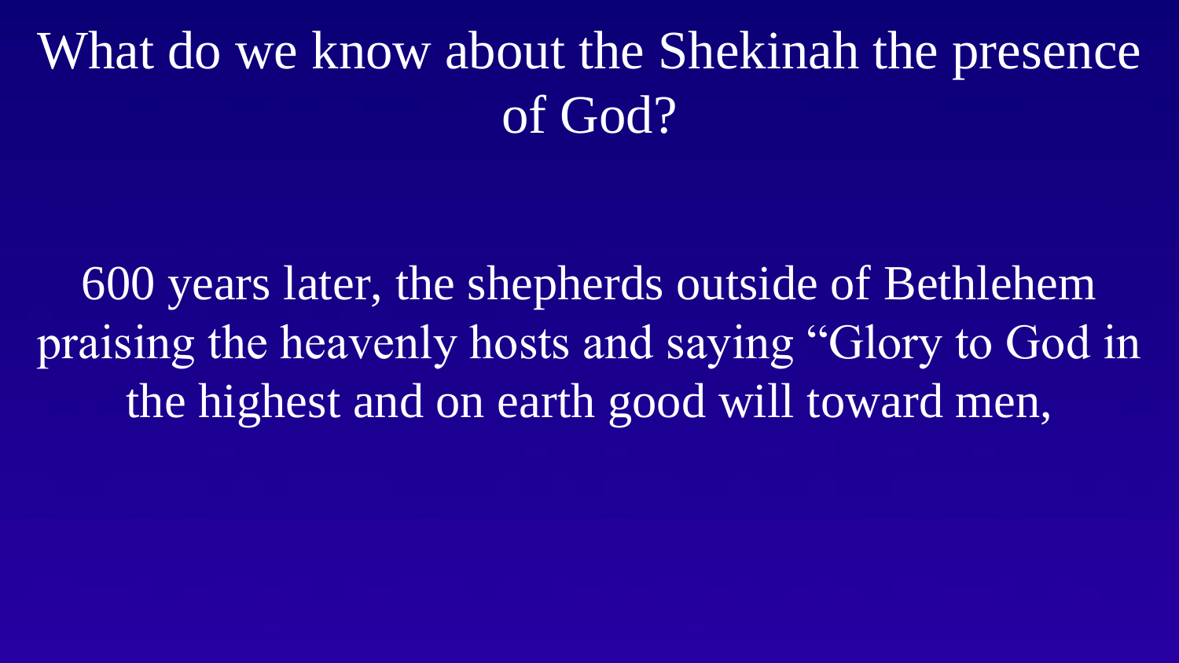# What do we know about the Shekinah the presence of God?

600 years later, the shepherds outside of Bethlehem praising the heavenly hosts and saying “Glory to God in the highest and on earth good will toward men,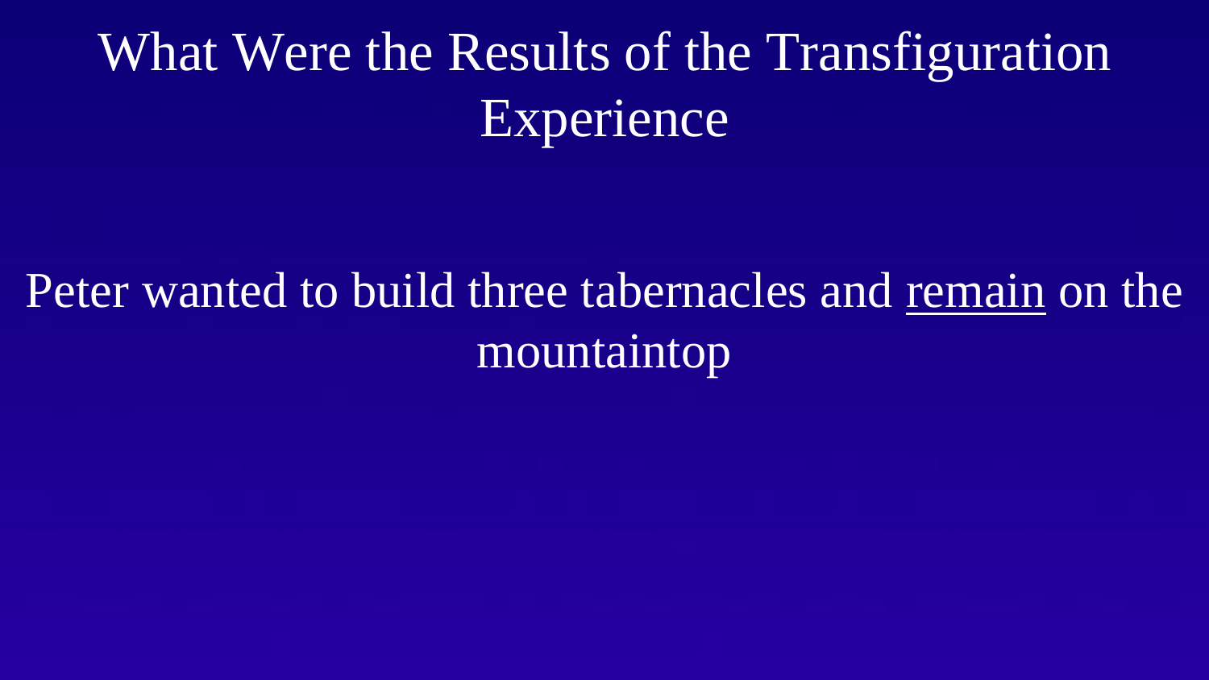# What Were the Results of the Transfiguration Experience

Peter wanted to build three tabernacles and <u>remain</u> on the mountaintop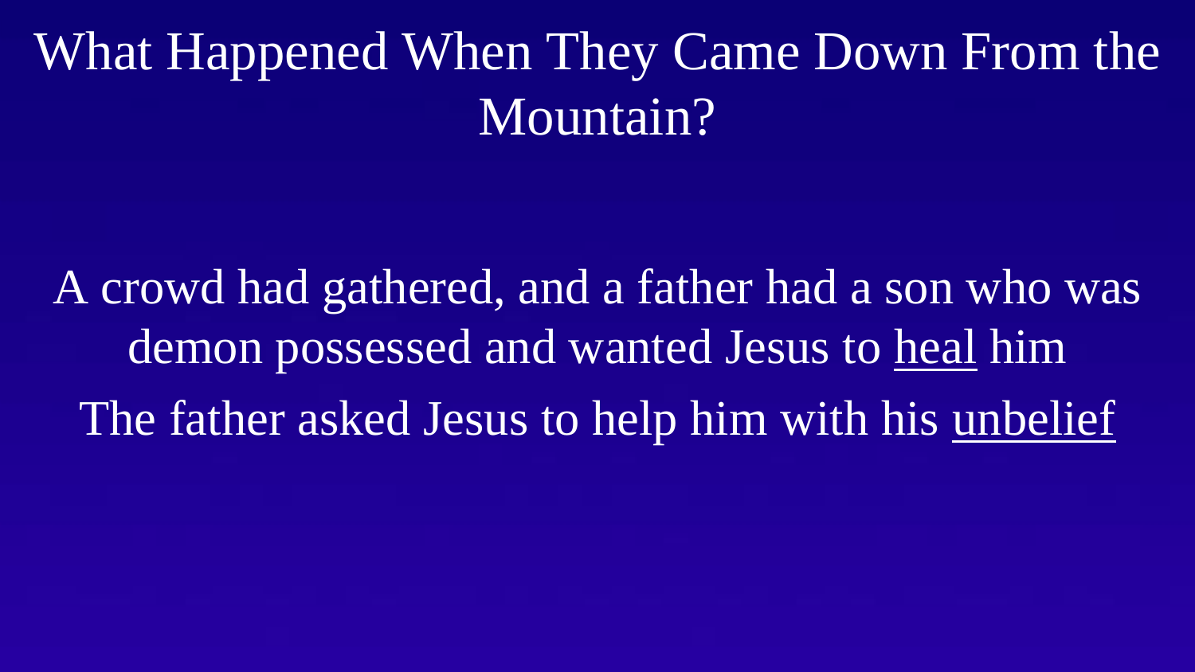# What Happened When They Came Down From the Mountain?

A crowd had gathered, and a father had a son who was demon possessed and wanted Jesus to <u>heal</u> him

The father asked Jesus to help him with his <u>unbelief</u>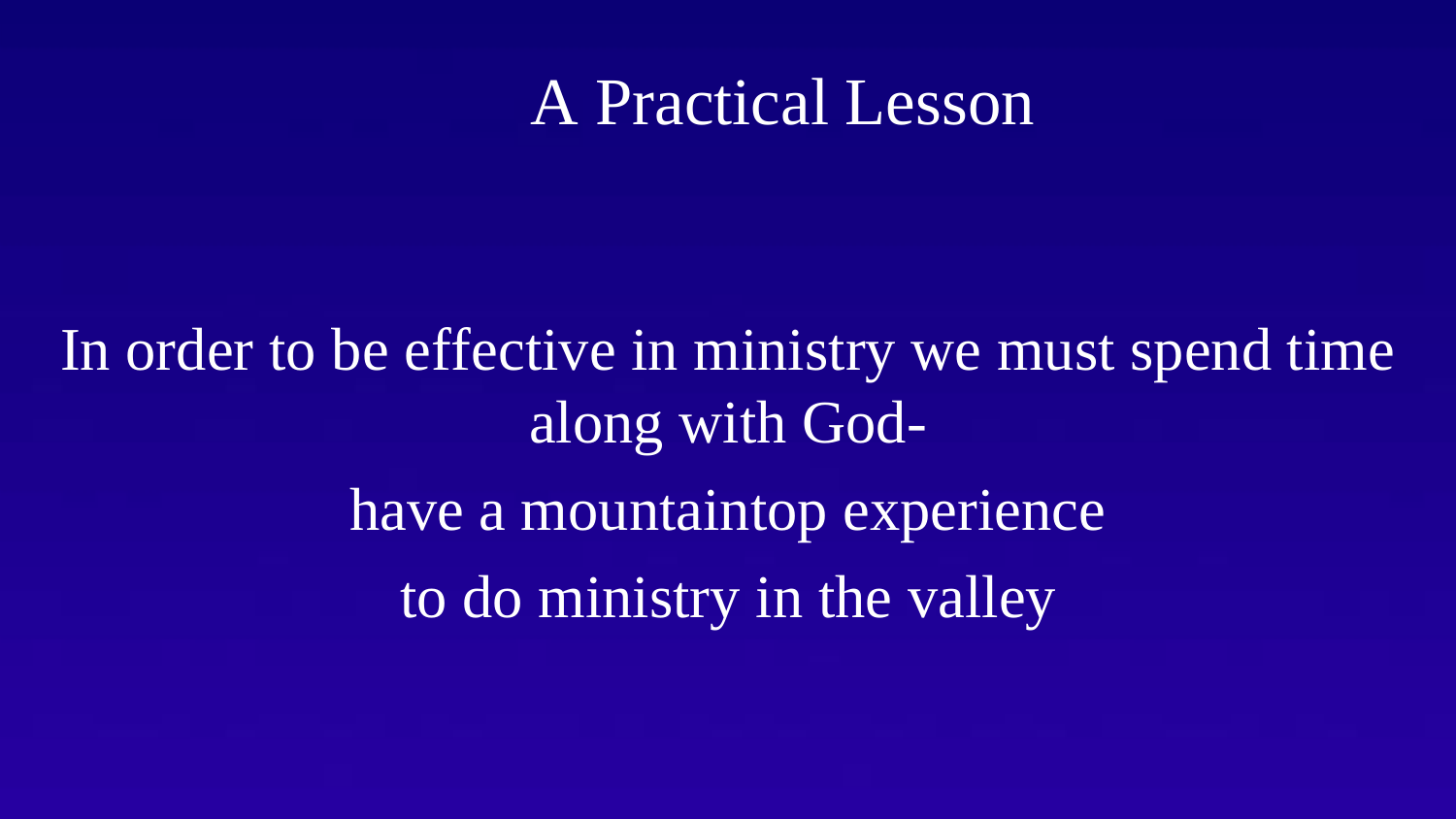# A Practical Lesson

In order to be effective in ministry we must spend time along with God-

have a mountaintop experience

to do ministry in the valley